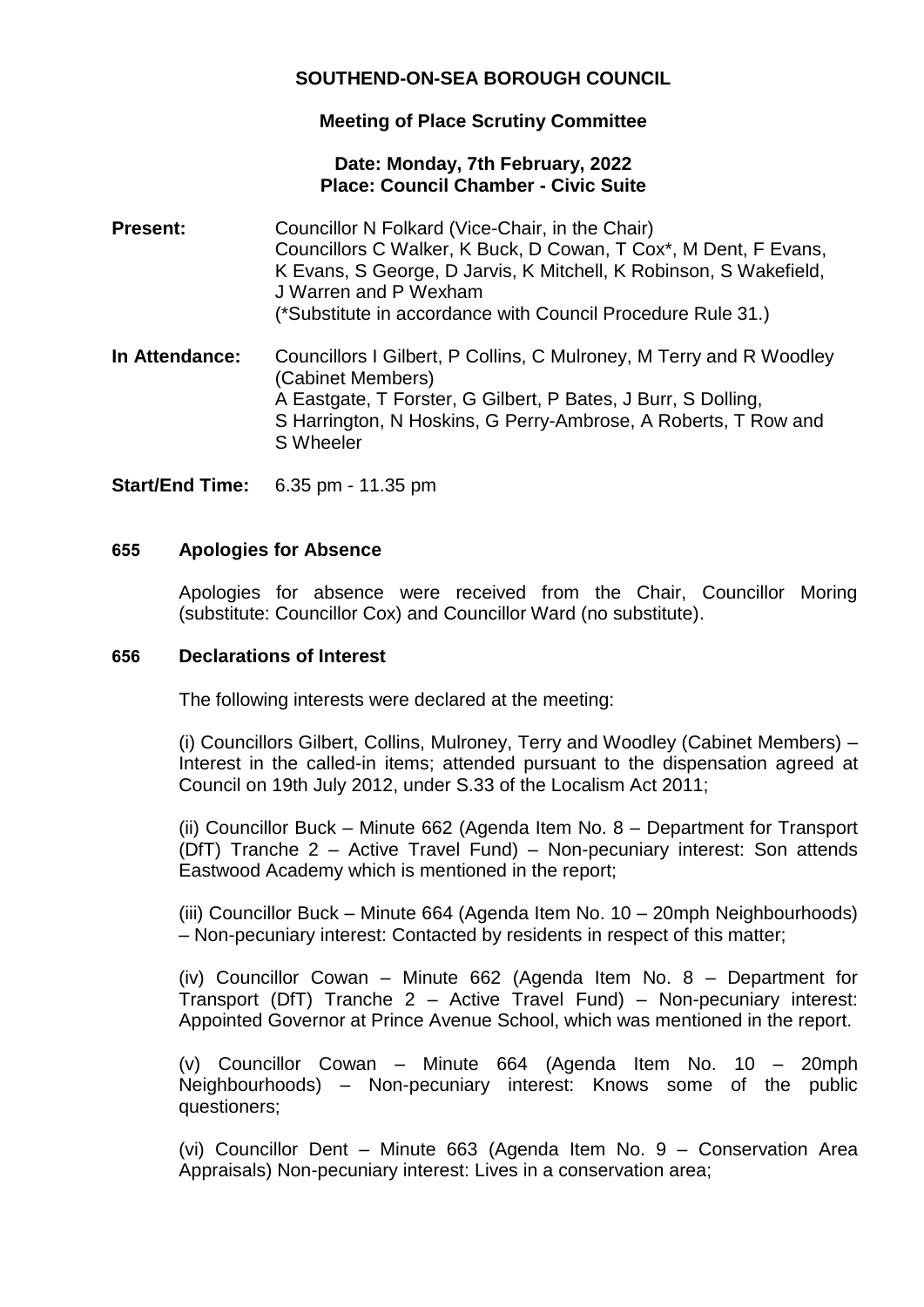**SOUTHEND-ON-SEA BOROUGH COUNCIL**

**Meeting of Place Scrutiny Committee**

**Date: Monday, 7th February, 2022**
**Place: Council Chamber - Civic Suite**

| | |
|---|---|
| **Present:** | Councillor N Folkard (Vice-Chair, in the Chair)<br>Councillors C Walker, K Buck, D Cowan, T Cox*, M Dent, F Evans, K Evans, S George, D Jarvis, K Mitchell, K Robinson, S Wakefield, J Warren and P Wexham<br>(*Substitute in accordance with Council Procedure Rule 31.) |
| **In Attendance:** | Councillors I Gilbert, P Collins, C Mulroney, M Terry and R Woodley (Cabinet Members)<br>A Eastgate, T Forster, G Gilbert, P Bates, J Burr, S Dolling, S Harrington, N Hoskins, G Perry-Ambrose, A Roberts, T Row and S Wheeler |
| **Start/End Time:** | 6.35 pm - 11.35 pm |

## 655 Apologies for Absence

Apologies for absence were received from the Chair, Councillor Moring (substitute: Councillor Cox) and Councillor Ward (no substitute).

## 656 Declarations of Interest

The following interests were declared at the meeting:

(i) Councillors Gilbert, Collins, Mulroney, Terry and Woodley (Cabinet Members) – Interest in the called-in items; attended pursuant to the dispensation agreed at Council on 19th July 2012, under S.33 of the Localism Act 2011;

(ii) Councillor Buck – Minute 662 (Agenda Item No. 8 – Department for Transport (DfT) Tranche 2 – Active Travel Fund) – Non-pecuniary interest: Son attends Eastwood Academy which is mentioned in the report;

(iii) Councillor Buck – Minute 664 (Agenda Item No. 10 – 20mph Neighbourhoods) – Non-pecuniary interest: Contacted by residents in respect of this matter;

(iv) Councillor Cowan – Minute 662 (Agenda Item No. 8 – Department for Transport (DfT) Tranche 2 – Active Travel Fund) – Non-pecuniary interest: Appointed Governor at Prince Avenue School, which was mentioned in the report.

(v) Councillor Cowan – Minute 664 (Agenda Item No. 10 – 20mph Neighbourhoods) – Non-pecuniary interest: Knows some of the public questioners;

(vi) Councillor Dent – Minute 663 (Agenda Item No. 9 – Conservation Area Appraisals) Non-pecuniary interest: Lives in a conservation area;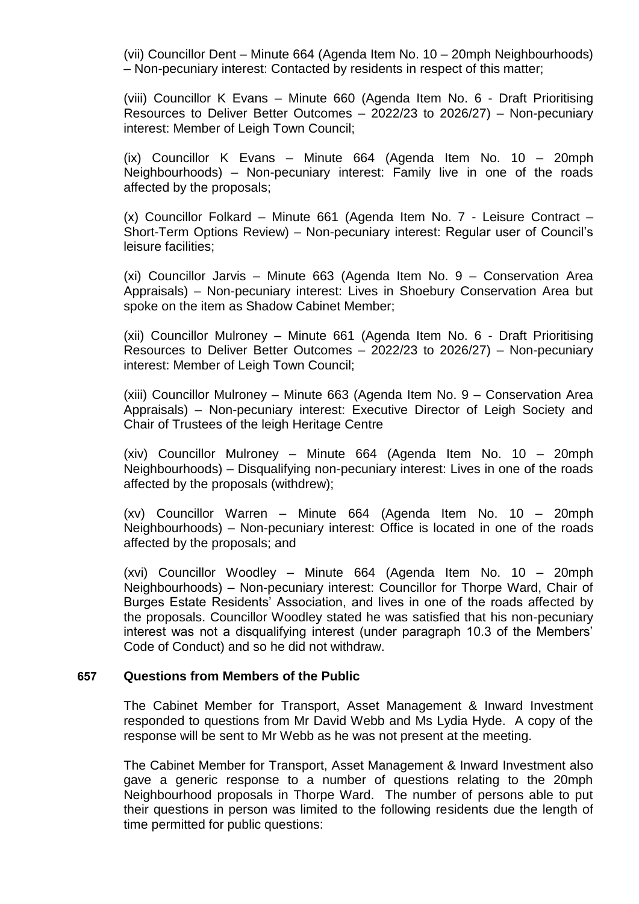(vii) Councillor Dent – Minute 664 (Agenda Item No. 10 – 20mph Neighbourhoods) – Non-pecuniary interest: Contacted by residents in respect of this matter;

(viii) Councillor K Evans – Minute 660 (Agenda Item No. 6 - Draft Prioritising Resources to Deliver Better Outcomes – 2022/23 to 2026/27) – Non-pecuniary interest: Member of Leigh Town Council;

(ix) Councillor K Evans – Minute 664 (Agenda Item No. 10 – 20mph Neighbourhoods) – Non-pecuniary interest: Family live in one of the roads affected by the proposals;

(x) Councillor Folkard – Minute 661 (Agenda Item No. 7 - Leisure Contract – Short-Term Options Review) – Non-pecuniary interest: Regular user of Council's leisure facilities;

(xi) Councillor Jarvis – Minute 663 (Agenda Item No. 9 – Conservation Area Appraisals) – Non-pecuniary interest: Lives in Shoebury Conservation Area but spoke on the item as Shadow Cabinet Member;

(xii) Councillor Mulroney – Minute 661 (Agenda Item No. 6 - Draft Prioritising Resources to Deliver Better Outcomes – 2022/23 to 2026/27) – Non-pecuniary interest: Member of Leigh Town Council;

(xiii) Councillor Mulroney – Minute 663 (Agenda Item No. 9 – Conservation Area Appraisals) – Non-pecuniary interest: Executive Director of Leigh Society and Chair of Trustees of the leigh Heritage Centre

(xiv) Councillor Mulroney – Minute 664 (Agenda Item No. 10 – 20mph Neighbourhoods) – Disqualifying non-pecuniary interest: Lives in one of the roads affected by the proposals (withdrew);

(xv) Councillor Warren – Minute 664 (Agenda Item No. 10 – 20mph Neighbourhoods) – Non-pecuniary interest: Office is located in one of the roads affected by the proposals; and

(xvi) Councillor Woodley – Minute 664 (Agenda Item No. 10 – 20mph Neighbourhoods) – Non-pecuniary interest: Councillor for Thorpe Ward, Chair of Burges Estate Residents' Association, and lives in one of the roads affected by the proposals. Councillor Woodley stated he was satisfied that his non-pecuniary interest was not a disqualifying interest (under paragraph 10.3 of the Members' Code of Conduct) and so he did not withdraw.

## 657 Questions from Members of the Public

The Cabinet Member for Transport, Asset Management & Inward Investment responded to questions from Mr David Webb and Ms Lydia Hyde. A copy of the response will be sent to Mr Webb as he was not present at the meeting.

The Cabinet Member for Transport, Asset Management & Inward Investment also gave a generic response to a number of questions relating to the 20mph Neighbourhood proposals in Thorpe Ward. The number of persons able to put their questions in person was limited to the following residents due the length of time permitted for public questions: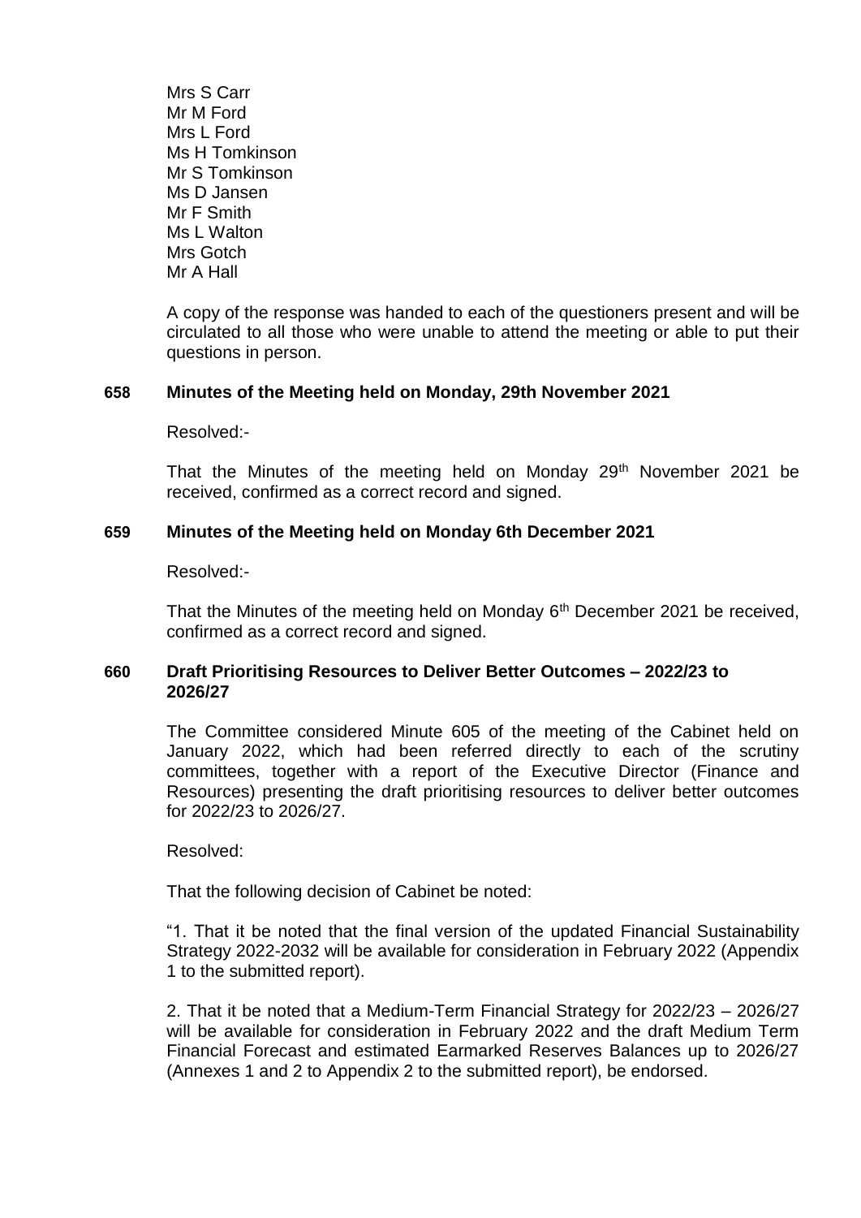Mrs S Carr
Mr M Ford
Mrs L Ford
Ms H Tomkinson
Mr S Tomkinson
Ms D Jansen
Mr F Smith
Ms L Walton
Mrs Gotch
Mr A Hall

A copy of the response was handed to each of the questioners present and will be circulated to all those who were unable to attend the meeting or able to put their questions in person.

## 658 Minutes of the Meeting held on Monday, 29th November 2021

Resolved:-

That the Minutes of the meeting held on Monday 29th November 2021 be received, confirmed as a correct record and signed.

## 659 Minutes of the Meeting held on Monday 6th December 2021

Resolved:-

That the Minutes of the meeting held on Monday 6th December 2021 be received, confirmed as a correct record and signed.

## 660 Draft Prioritising Resources to Deliver Better Outcomes – 2022/23 to 2026/27

The Committee considered Minute 605 of the meeting of the Cabinet held on January 2022, which had been referred directly to each of the scrutiny committees, together with a report of the Executive Director (Finance and Resources) presenting the draft prioritising resources to deliver better outcomes for 2022/23 to 2026/27.

Resolved:

That the following decision of Cabinet be noted:

"1. That it be noted that the final version of the updated Financial Sustainability Strategy 2022-2032 will be available for consideration in February 2022 (Appendix 1 to the submitted report).

2. That it be noted that a Medium-Term Financial Strategy for 2022/23 – 2026/27 will be available for consideration in February 2022 and the draft Medium Term Financial Forecast and estimated Earmarked Reserves Balances up to 2026/27 (Annexes 1 and 2 to Appendix 2 to the submitted report), be endorsed.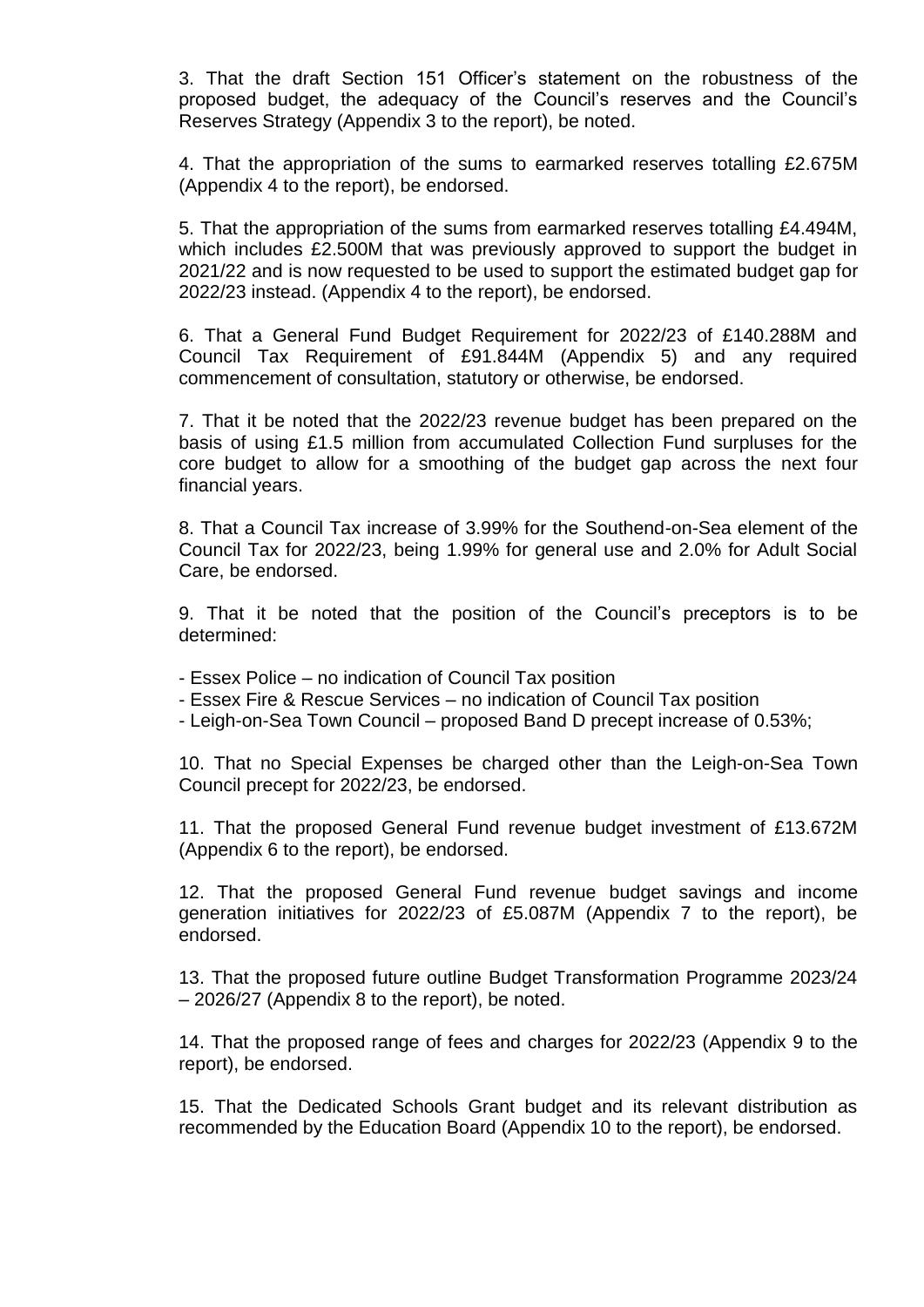3. That the draft Section 151 Officer's statement on the robustness of the proposed budget, the adequacy of the Council's reserves and the Council's Reserves Strategy (Appendix 3 to the report), be noted.

4. That the appropriation of the sums to earmarked reserves totalling £2.675M (Appendix 4 to the report), be endorsed.

5. That the appropriation of the sums from earmarked reserves totalling £4.494M, which includes £2.500M that was previously approved to support the budget in 2021/22 and is now requested to be used to support the estimated budget gap for 2022/23 instead. (Appendix 4 to the report), be endorsed.

6. That a General Fund Budget Requirement for 2022/23 of £140.288M and Council Tax Requirement of £91.844M (Appendix 5) and any required commencement of consultation, statutory or otherwise, be endorsed.

7. That it be noted that the 2022/23 revenue budget has been prepared on the basis of using £1.5 million from accumulated Collection Fund surpluses for the core budget to allow for a smoothing of the budget gap across the next four financial years.

8. That a Council Tax increase of 3.99% for the Southend-on-Sea element of the Council Tax for 2022/23, being 1.99% for general use and 2.0% for Adult Social Care, be endorsed.

9. That it be noted that the position of the Council's preceptors is to be determined:

- Essex Police – no indication of Council Tax position
- Essex Fire & Rescue Services – no indication of Council Tax position
- Leigh-on-Sea Town Council – proposed Band D precept increase of 0.53%;

10. That no Special Expenses be charged other than the Leigh-on-Sea Town Council precept for 2022/23, be endorsed.

11. That the proposed General Fund revenue budget investment of £13.672M (Appendix 6 to the report), be endorsed.

12. That the proposed General Fund revenue budget savings and income generation initiatives for 2022/23 of £5.087M (Appendix 7 to the report), be endorsed.

13. That the proposed future outline Budget Transformation Programme 2023/24 – 2026/27 (Appendix 8 to the report), be noted.

14. That the proposed range of fees and charges for 2022/23 (Appendix 9 to the report), be endorsed.

15. That the Dedicated Schools Grant budget and its relevant distribution as recommended by the Education Board (Appendix 10 to the report), be endorsed.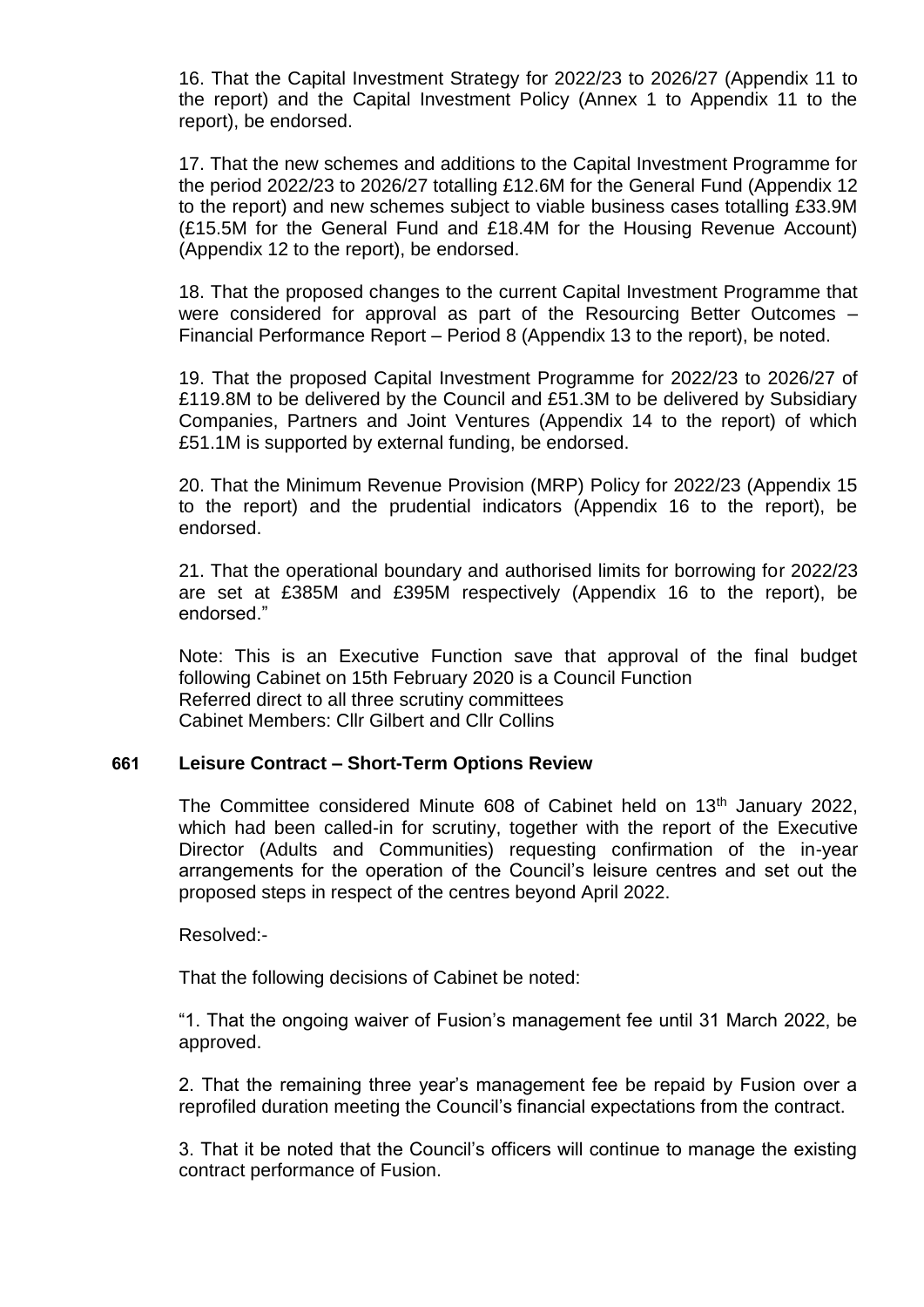16. That the Capital Investment Strategy for 2022/23 to 2026/27 (Appendix 11 to the report) and the Capital Investment Policy (Annex 1 to Appendix 11 to the report), be endorsed.

17. That the new schemes and additions to the Capital Investment Programme for the period 2022/23 to 2026/27 totalling £12.6M for the General Fund (Appendix 12 to the report) and new schemes subject to viable business cases totalling £33.9M (£15.5M for the General Fund and £18.4M for the Housing Revenue Account) (Appendix 12 to the report), be endorsed.

18. That the proposed changes to the current Capital Investment Programme that were considered for approval as part of the Resourcing Better Outcomes – Financial Performance Report – Period 8 (Appendix 13 to the report), be noted.

19. That the proposed Capital Investment Programme for 2022/23 to 2026/27 of £119.8M to be delivered by the Council and £51.3M to be delivered by Subsidiary Companies, Partners and Joint Ventures (Appendix 14 to the report) of which £51.1M is supported by external funding, be endorsed.

20. That the Minimum Revenue Provision (MRP) Policy for 2022/23 (Appendix 15 to the report) and the prudential indicators (Appendix 16 to the report), be endorsed.

21. That the operational boundary and authorised limits for borrowing for 2022/23 are set at £385M and £395M respectively (Appendix 16 to the report), be endorsed."

Note: This is an Executive Function save that approval of the final budget following Cabinet on 15th February 2020 is a Council Function
Referred direct to all three scrutiny committees
Cabinet Members: Cllr Gilbert and Cllr Collins

## 661 Leisure Contract – Short-Term Options Review

The Committee considered Minute 608 of Cabinet held on 13th January 2022, which had been called-in for scrutiny, together with the report of the Executive Director (Adults and Communities) requesting confirmation of the in-year arrangements for the operation of the Council's leisure centres and set out the proposed steps in respect of the centres beyond April 2022.

Resolved:-

That the following decisions of Cabinet be noted:

"1. That the ongoing waiver of Fusion's management fee until 31 March 2022, be approved.

2. That the remaining three year's management fee be repaid by Fusion over a reprofiled duration meeting the Council's financial expectations from the contract.

3. That it be noted that the Council's officers will continue to manage the existing contract performance of Fusion.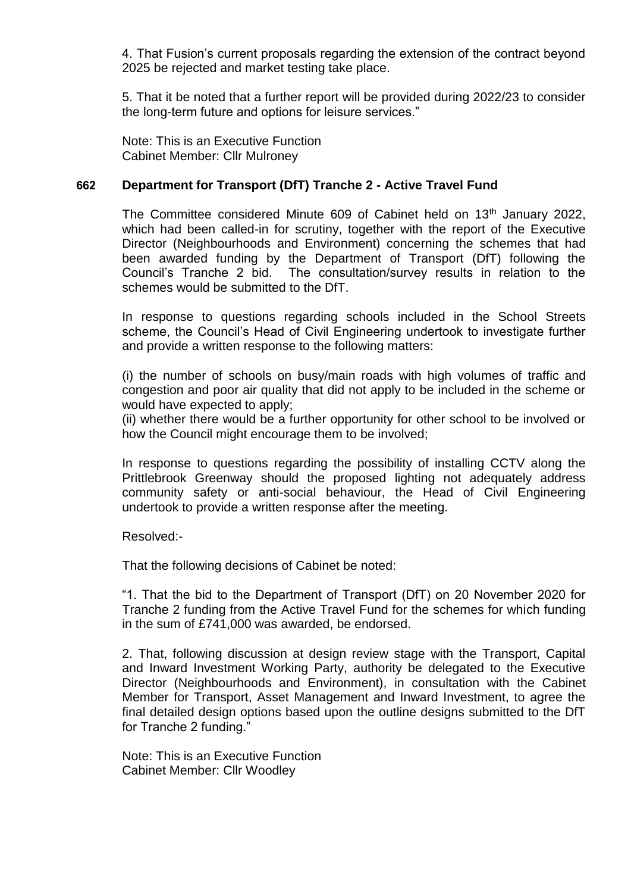4. That Fusion's current proposals regarding the extension of the contract beyond 2025 be rejected and market testing take place.

5. That it be noted that a further report will be provided during 2022/23 to consider the long-term future and options for leisure services."

Note: This is an Executive Function
Cabinet Member: Cllr Mulroney

## 662 Department for Transport (DfT) Tranche 2 - Active Travel Fund

The Committee considered Minute 609 of Cabinet held on 13th January 2022, which had been called-in for scrutiny, together with the report of the Executive Director (Neighbourhoods and Environment) concerning the schemes that had been awarded funding by the Department of Transport (DfT) following the Council's Tranche 2 bid. The consultation/survey results in relation to the schemes would be submitted to the DfT.

In response to questions regarding schools included in the School Streets scheme, the Council's Head of Civil Engineering undertook to investigate further and provide a written response to the following matters:

(i) the number of schools on busy/main roads with high volumes of traffic and congestion and poor air quality that did not apply to be included in the scheme or would have expected to apply;
(ii) whether there would be a further opportunity for other school to be involved or how the Council might encourage them to be involved;

In response to questions regarding the possibility of installing CCTV along the Prittlebrook Greenway should the proposed lighting not adequately address community safety or anti-social behaviour, the Head of Civil Engineering undertook to provide a written response after the meeting.

Resolved:-

That the following decisions of Cabinet be noted:

"1. That the bid to the Department of Transport (DfT) on 20 November 2020 for Tranche 2 funding from the Active Travel Fund for the schemes for which funding in the sum of £741,000 was awarded, be endorsed.

2. That, following discussion at design review stage with the Transport, Capital and Inward Investment Working Party, authority be delegated to the Executive Director (Neighbourhoods and Environment), in consultation with the Cabinet Member for Transport, Asset Management and Inward Investment, to agree the final detailed design options based upon the outline designs submitted to the DfT for Tranche 2 funding."

Note: This is an Executive Function
Cabinet Member: Cllr Woodley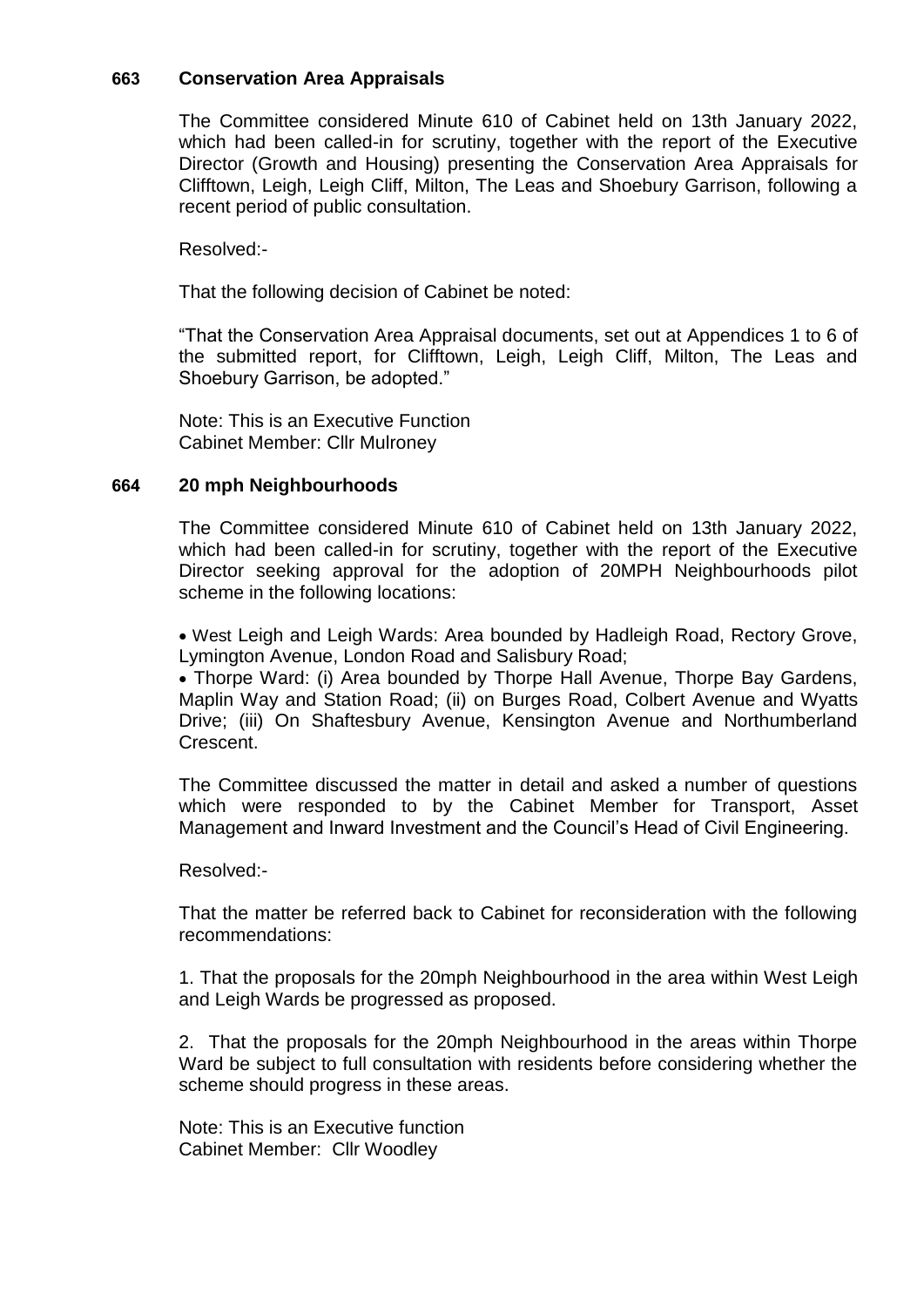### 663 Conservation Area Appraisals

The Committee considered Minute 610 of Cabinet held on 13th January 2022, which had been called-in for scrutiny, together with the report of the Executive Director (Growth and Housing) presenting the Conservation Area Appraisals for Clifftown, Leigh, Leigh Cliff, Milton, The Leas and Shoebury Garrison, following a recent period of public consultation.

Resolved:-

That the following decision of Cabinet be noted:

"That the Conservation Area Appraisal documents, set out at Appendices 1 to 6 of the submitted report, for Clifftown, Leigh, Leigh Cliff, Milton, The Leas and Shoebury Garrison, be adopted."

Note: This is an Executive Function
Cabinet Member: Cllr Mulroney

### 664 20 mph Neighbourhoods

The Committee considered Minute 610 of Cabinet held on 13th January 2022, which had been called-in for scrutiny, together with the report of the Executive Director seeking approval for the adoption of 20MPH Neighbourhoods pilot scheme in the following locations:

- West Leigh and Leigh Wards: Area bounded by Hadleigh Road, Rectory Grove, Lymington Avenue, London Road and Salisbury Road;
- Thorpe Ward: (i) Area bounded by Thorpe Hall Avenue, Thorpe Bay Gardens, Maplin Way and Station Road; (ii) on Burges Road, Colbert Avenue and Wyatts Drive; (iii) On Shaftesbury Avenue, Kensington Avenue and Northumberland Crescent.

The Committee discussed the matter in detail and asked a number of questions which were responded to by the Cabinet Member for Transport, Asset Management and Inward Investment and the Council's Head of Civil Engineering.

Resolved:-

That the matter be referred back to Cabinet for reconsideration with the following recommendations:

1. That the proposals for the 20mph Neighbourhood in the area within West Leigh and Leigh Wards be progressed as proposed.

2. That the proposals for the 20mph Neighbourhood in the areas within Thorpe Ward be subject to full consultation with residents before considering whether the scheme should progress in these areas.

Note: This is an Executive function
Cabinet Member: Cllr Woodley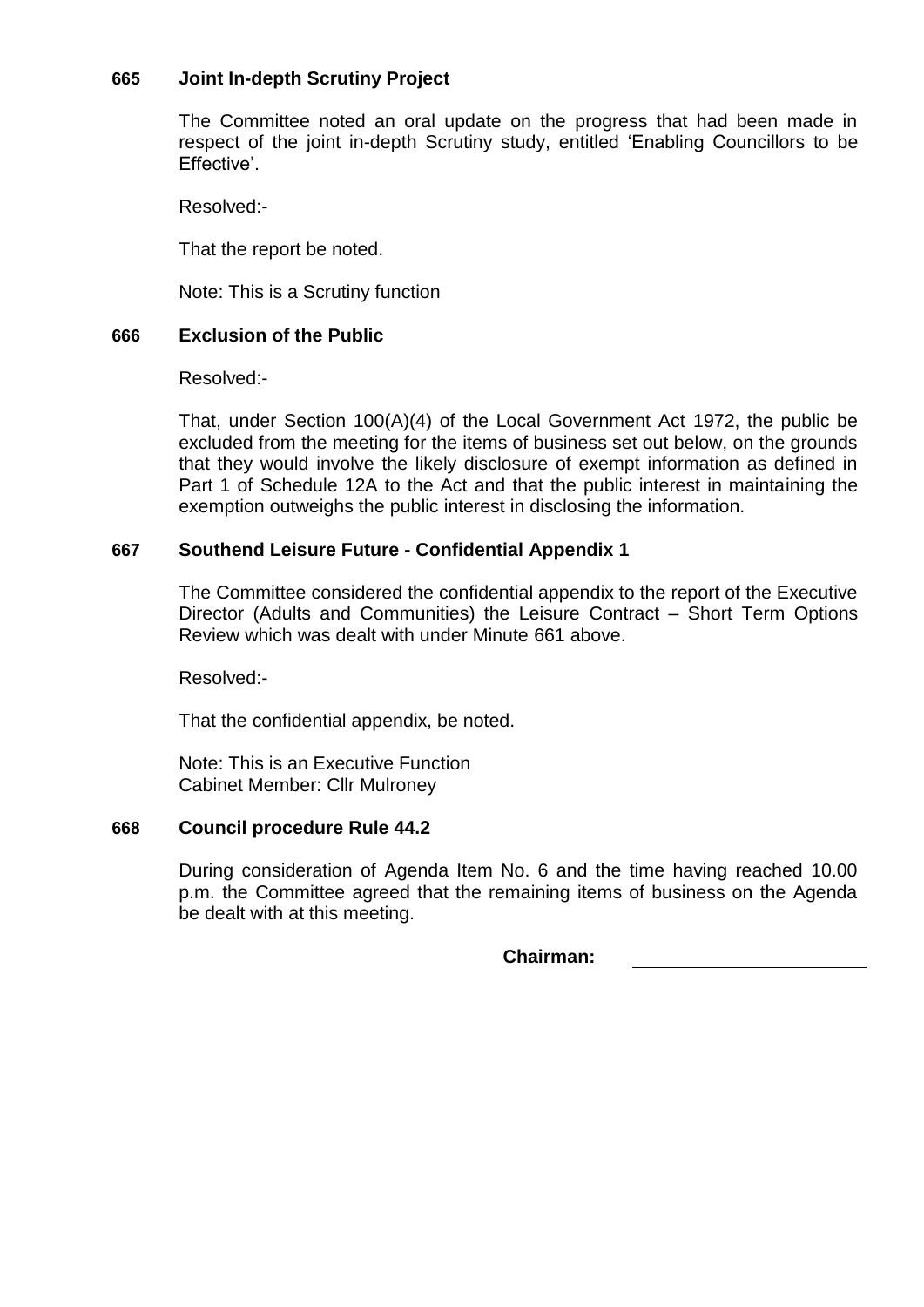### 665 Joint In-depth Scrutiny Project

The Committee noted an oral update on the progress that had been made in respect of the joint in-depth Scrutiny study, entitled 'Enabling Councillors to be Effective'.

Resolved:-

That the report be noted.

Note: This is a Scrutiny function

### 666 Exclusion of the Public

Resolved:-

That, under Section 100(A)(4) of the Local Government Act 1972, the public be excluded from the meeting for the items of business set out below, on the grounds that they would involve the likely disclosure of exempt information as defined in Part 1 of Schedule 12A to the Act and that the public interest in maintaining the exemption outweighs the public interest in disclosing the information.

### 667 Southend Leisure Future - Confidential Appendix 1

The Committee considered the confidential appendix to the report of the Executive Director (Adults and Communities) the Leisure Contract – Short Term Options Review which was dealt with under Minute 661 above.

Resolved:-

That the confidential appendix, be noted.

Note: This is an Executive Function
Cabinet Member: Cllr Mulroney

### 668 Council procedure Rule 44.2

During consideration of Agenda Item No. 6 and the time having reached 10.00 p.m. the Committee agreed that the remaining items of business on the Agenda be dealt with at this meeting.

**Chairman:** ______________________